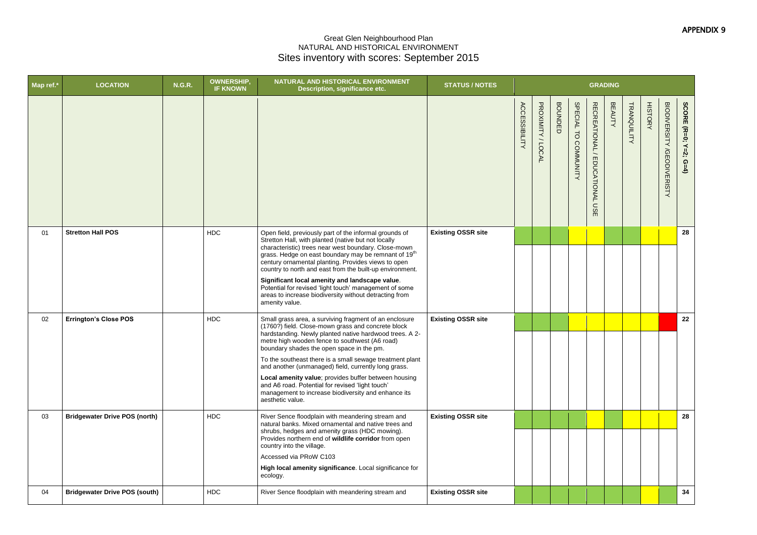APPENDIX 9

Great Glen Neighbourhood Plan
NATURAL AND HISTORICAL ENVIRONMENT

# Sites inventory with scores: September 2015

| Map ref.* | LOCATION | N.G.R. | OWNERSHIP, IF KNOWN | NATURAL AND HISTORICAL ENVIRONMENT Description, significance etc. | STATUS / NOTES | GRADING | | | | | | | | | |
|---|---|---|---|---|---|---|---|---|---|---|---|---|---|---|---|
| | | | | | | ACCESSIBILITY | PROXIMITY / LOCAL | BOUNDED | SPECIAL TO COMMUNITY | RECREATIONAL / EDUCATIONAL USE | BEAUTY | TRANQUILITY | HISTORY | BIODIVERSITY /GEODIVERISTY | SCORE (R=0, Y=2, G=4) |
| 01 | **Stretton Hall POS** | | HDC | Open field, previously part of the informal grounds of Stretton Hall, with planted (native but not locally characteristic) trees near west boundary. Close-mown grass. Hedge on east boundary may be remnant of 19th century ornamental planting. Provides views to open country to north and east from the built-up environment. **Significant local amenity and landscape value**. Potential for revised 'light touch' management of some areas to increase biodiversity without detracting from amenity value. | **Existing OSSR site** | G | G | G | Y | Y | G | G | Y | Y | **28** |
| 02 | **Errington's Close POS** | | HDC | Small grass area, a surviving fragment of an enclosure (1760?) field. Close-mown grass and concrete block hardstanding. Newly planted native hardwood trees. A 2-metre high wooden fence to southwest (A6 road) boundary shades the open space in the pm. To the southeast there is a small sewage treatment plant and another (unmanaged) field, currently long grass. **Local amenity value**; provides buffer between housing and A6 road. Potential for revised 'light touch' management to increase biodiversity and enhance its aesthetic value. | **Existing OSSR site** | G | G | G | Y | Y | Y | Y | Y | R | **22** |
| 03 | **Bridgewater Drive POS (north)** | | HDC | River Sence floodplain with meandering stream and natural banks. Mixed ornamental and native trees and shrubs, hedges and amenity grass (HDC mowing). Provides northern end of **wildlife corridor** from open country into the village. Accessed via PRoW C103. **High local amenity significance**. Local significance for ecology. | **Existing OSSR site** | G | G | G | G | Y | G | Y | Y | Y | **28** |
| 04 | **Bridgewater Drive POS (south)** | | HDC | River Sence floodplain with meandering stream and | **Existing OSSR site** | G | G | G | G | G | G | G | Y | G | **34** |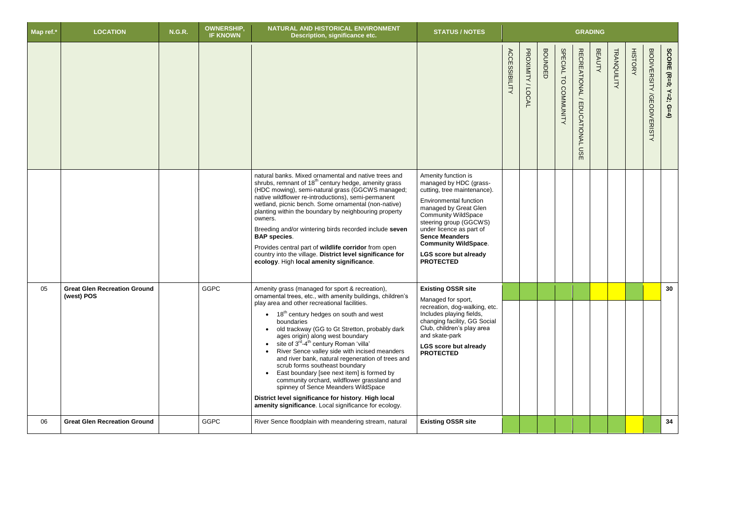| Map ref.* | LOCATION | N.G.R. | OWNERSHIP, IF KNOWN | NATURAL AND HISTORICAL ENVIRONMENT Description, significance etc. | STATUS / NOTES | GRADING | | | | | | | | | |
|---|---|---|---|---|---|---|---|---|---|---|---|---|---|---|---|
| | | | | | | ACCESSIBILITY | PROXIMITY / LOCAL | BOUNDED | SPECIAL TO COMMUNITY | RECREATIONAL / EDUCATIONAL USE | BEAUTY | TRANQUILITY | HISTORY | BIODIVERSITY /GEODIVERISTY | SCORE (R=0; Y=2; G=4) |
| | | | | natural banks. Mixed ornamental and native trees and shrubs, remnant of 18th century hedge, amenity grass (HDC mowing), semi-natural grass (GGCWS managed; native wildflower re-introductions), semi-permanent wetland, picnic bench. Some ornamental (non-native) planting within the boundary by neighbouring property owners.<br><br>Breeding and/or wintering birds recorded include **seven BAP species**.<br><br>Provides central part of **wildlife corridor** from open country into the village. **District level significance for ecology**. High **local amenity significance**. | Amenity function is managed by HDC (grass-cutting, tree maintenance).<br><br>Environmental function managed by Great Glen Community WildSpace steering group (GGCWS) under licence as part of **Sence Meanders Community WildSpace**.<br><br>**LGS score but already PROTECTED** | | | | | | | | | | |
| 05 | **Great Glen Recreation Ground (west) POS** | | GGPC | Amenity grass (managed for sport & recreation), ornamental trees, etc., with amenity buildings, children's play area and other recreational facilities.<br>• 18th century hedges on south and west boundaries<br>• old trackway (GG to Gt Stretton, probably dark ages origin) along west boundary<br>• site of 3rd-4th century Roman 'villa'<br>• River Sence valley side with incised meanders and river bank, natural regeneration of trees and scrub forms southeast boundary<br>• East boundary [see next item] is formed by community orchard, wildflower grassland and spinney of Sence Meanders WildSpace<br><br>**District level significance for history**. **High local amenity significance**. Local significance for ecology. | **Existing OSSR site**<br><br>Managed for sport, recreation, dog-walking, etc. Includes playing fields, changing facility, GG Social Club, children's play area and skate-park<br><br>**LGS score but already PROTECTED** | | | | | | | | | | 30 |
| 06 | **Great Glen Recreation Ground** | | GGPC | River Sence floodplain with meandering stream, natural | **Existing OSSR site** | | | | | | | | | | 34 |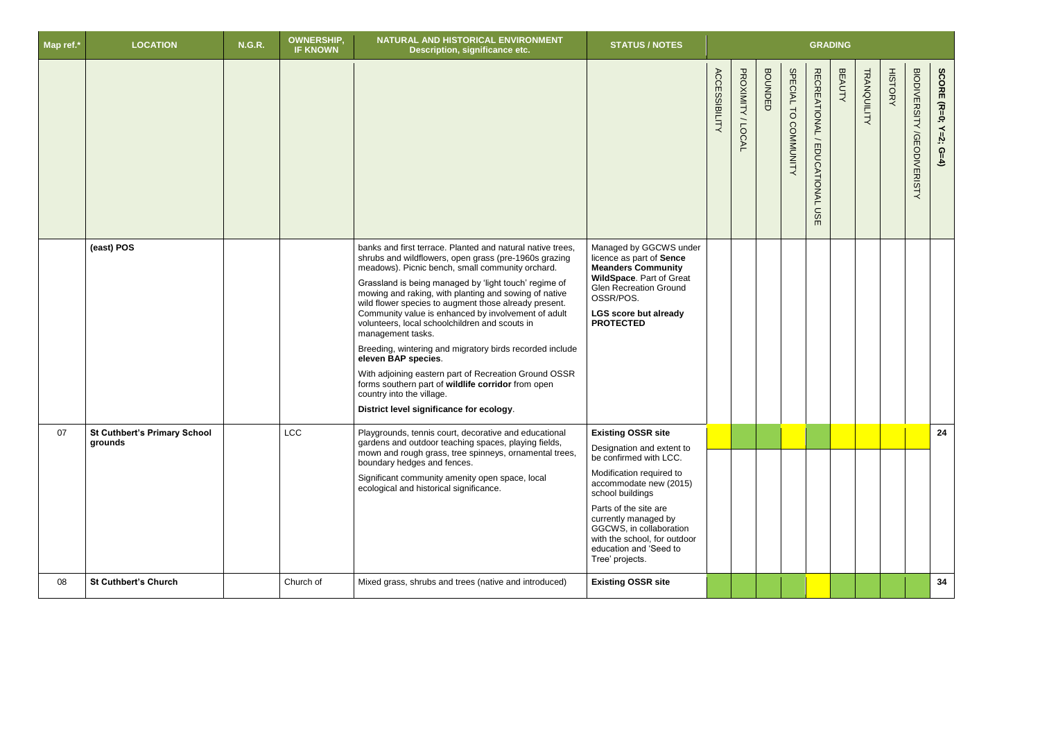| Map ref.* | LOCATION | N.G.R. | OWNERSHIP, IF KNOWN | NATURAL AND HISTORICAL ENVIRONMENT Description, significance etc. | STATUS / NOTES | GRADING | | | | | | | | | |
|---|---|---|---|---|---|---|---|---|---|---|---|---|---|---|---|
| | | | | | | ACCESSIBILITY | PROXIMITY / LOCAL | BOUNDED | SPECIAL TO COMMUNITY | RECREATIONAL / EDUCATIONAL USE | BEAUTY | TRANQUILITY | HISTORY | BIODIVERSITY /GEODIVERISTY | SCORE (R=0; Y=2; G=4) |
| | **(east) POS** | | | banks and first terrace. Planted and natural native trees, shrubs and wildflowers, open grass (pre-1960s grazing meadows). Picnic bench, small community orchard.<br><br>Grassland is being managed by 'light touch' regime of mowing and raking, with planting and sowing of native wild flower species to augment those already present. Community value is enhanced by involvement of adult volunteers, local schoolchildren and scouts in management tasks.<br><br>Breeding, wintering and migratory birds recorded include **eleven BAP species**.<br><br>With adjoining eastern part of Recreation Ground OSSR forms southern part of **wildlife corridor** from open country into the village.<br><br>**District level significance for ecology**. | Managed by GGCWS under licence as part of **Sence Meanders Community WildSpace**. Part of Great Glen Recreation Ground OSSR/POS.<br><br>**LGS score but already PROTECTED** | | | | | | | | | | |
| 07 | **St Cuthbert's Primary School grounds** | | LCC | Playgrounds, tennis court, decorative and educational gardens and outdoor teaching spaces, playing fields, mown and rough grass, tree spinneys, ornamental trees, boundary hedges and fences.<br><br>Significant community amenity open space, local ecological and historical significance. | **Existing OSSR site**<br><br>Designation and extent to be confirmed with LCC.<br><br>Modification required to accommodate new (2015) school buildings<br><br>Parts of the site are currently managed by GGCWS, in collaboration with the school, for outdoor education and 'Seed to Tree' projects. | | | | | | | | | | **24** |
| 08 | **St Cuthbert's Church** | | Church of | Mixed grass, shrubs and trees (native and introduced) | **Existing OSSR site** | | | | | | | | | | **34** |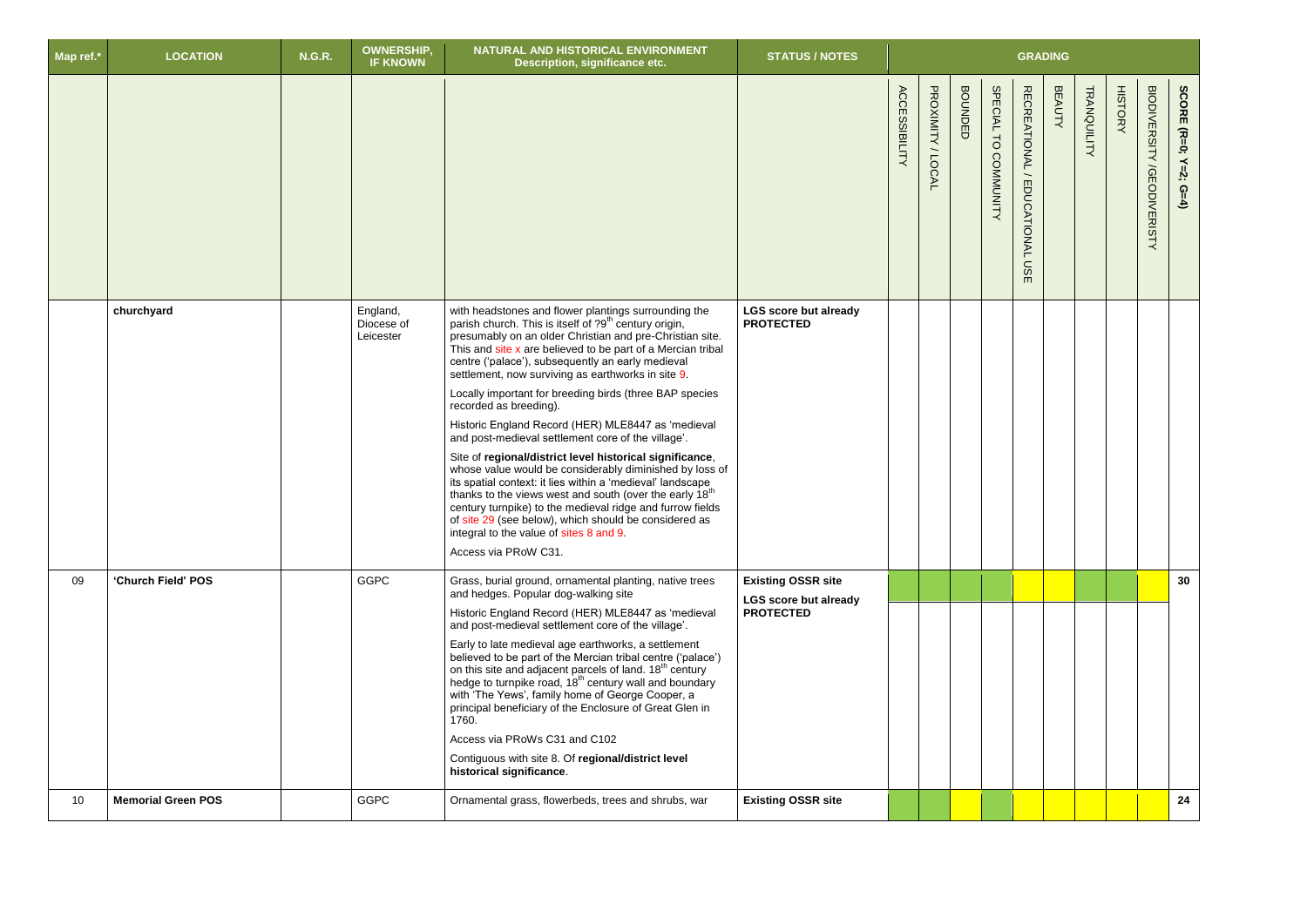| Map ref.* | LOCATION | N.G.R. | OWNERSHIP, IF KNOWN | NATURAL AND HISTORICAL ENVIRONMENT Description, significance etc. | STATUS / NOTES | GRADING | | | | | | | | | |
|---|---|---|---|---|---|---|---|---|---|---|---|---|---|---|---|
| | | | | | | ACCESSIBILITY | PROXIMITY / LOCAL | BOUNDED | SPECIAL TO COMMUNITY | RECREATIONAL / EDUCATIONAL USE | BEAUTY | TRANQUILITY | HISTORY | BIODIVERSITY /GEODIVERISTY | SCORE (R=0; Y=2; G=4) |
| | **churchyard** | | England, Diocese of Leicester | with headstones and flower plantings surrounding the parish church. This is itself of ?9th century origin, presumably on an older Christian and pre-Christian site. This and site x are believed to be part of a Mercian tribal centre ('palace'), subsequently an early medieval settlement, now surviving as earthworks in site 9.<br><br>Locally important for breeding birds (three BAP species recorded as breeding).<br><br>Historic England Record (HER) MLE8447 as 'medieval and post-medieval settlement core of the village'.<br><br>Site of **regional/district level historical significance**, whose value would be considerably diminished by loss of its spatial context: it lies within a 'medieval' landscape thanks to the views west and south (over the early 18th century turnpike) to the medieval ridge and furrow fields of site 29 (see below), which should be considered as integral to the value of sites 8 and 9.<br><br>Access via PRoW C31. | **LGS score but already PROTECTED** | | | | | | | | | | |
| 09 | **'Church Field' POS** | | GGPC | Grass, burial ground, ornamental planting, native trees and hedges. Popular dog-walking site<br><br>Historic England Record (HER) MLE8447 as 'medieval and post-medieval settlement core of the village'.<br><br>Early to late medieval age earthworks, a settlement believed to be part of the Mercian tribal centre ('palace') on this site and adjacent parcels of land. 18th century hedge to turnpike road, 18th century wall and boundary with 'The Yews', family home of George Cooper, a principal beneficiary of the Enclosure of Great Glen in 1760.<br><br>Access via PRoWs C31 and C102<br><br>Contiguous with site 8. Of **regional/district level historical significance**. | **Existing OSSR site**<br><br>**LGS score but already PROTECTED** | G | G | G | G | Y | Y | G | G | Y | **30** |
| 10 | **Memorial Green POS** | | GGPC | Ornamental grass, flowerbeds, trees and shrubs, war | **Existing OSSR site** | G | G | Y | G | Y | Y | Y | Y | Y | **24** |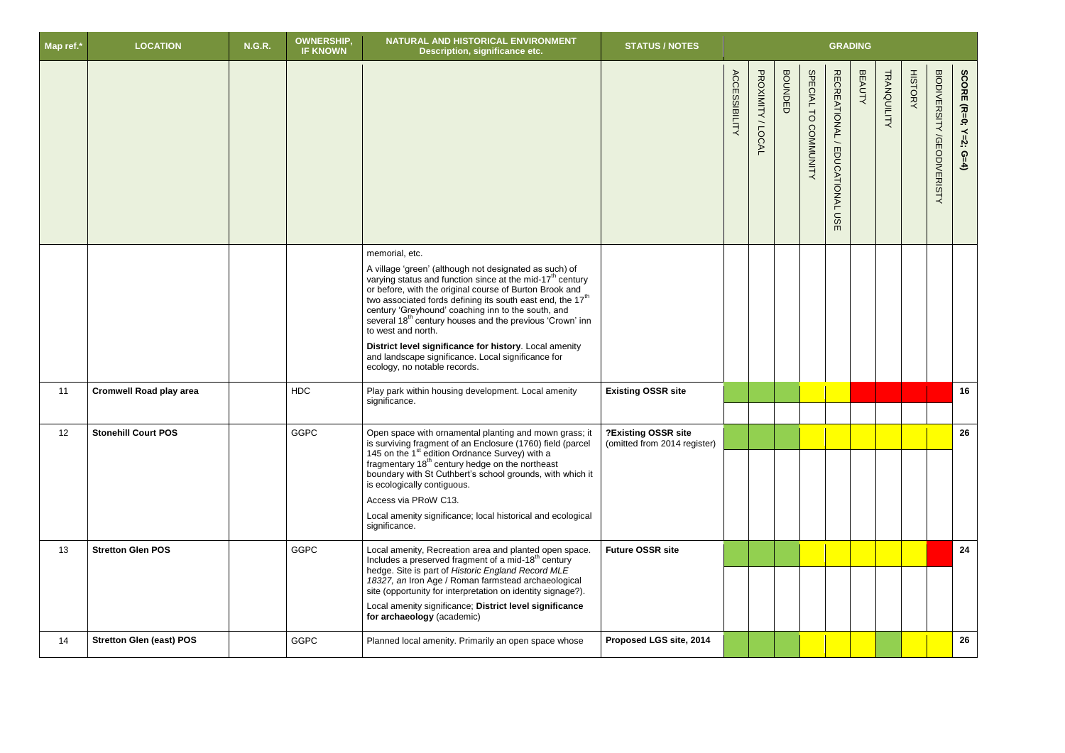| Map ref.* | LOCATION | N.G.R. | OWNERSHIP, IF KNOWN | NATURAL AND HISTORICAL ENVIRONMENT Description, significance etc. | STATUS / NOTES | GRADING | | | | | | | | | |
|---|---|---|---|---|---|---|---|---|---|---|---|---|---|---|---|
| | | | | | | ACCESSIBILITY | PROXIMITY / LOCAL | BOUNDED | SPECIAL TO COMMUNITY | RECREATIONAL / EDUCATIONAL USE | BEAUTY | TRANQUILITY | HISTORY | BIODIVERSITY /GEODIVERISTY | SCORE (R=0; Y=2; G=4) |
| | | | | memorial, etc.<br><br>A village 'green' (although not designated as such) of varying status and function since at the mid-17th century or before, with the original course of Burton Brook and two associated fords defining its south east end, the 17th century 'Greyhound' coaching inn to the south, and several 18th century houses and the previous 'Crown' inn to west and north.<br><br>**District level significance for history**. Local amenity and landscape significance. Local significance for ecology, no notable records. | | | | | | | | | | | |
| 11 | **Cromwell Road play area** | | HDC | Play park within housing development. Local amenity significance. | **Existing OSSR site** | G | G | G | Y | Y | R | R | R | R | **16** |
| 12 | **Stonehill Court POS** | | GGPC | Open space with ornamental planting and mown grass; it is surviving fragment of an Enclosure (1760) field (parcel 145 on the 1st edition Ordnance Survey) with a fragmentary 18th century hedge on the northeast boundary with St Cuthbert's school grounds, with which it is ecologically contiguous.<br><br>Access via PRoW C13.<br><br>Local amenity significance; local historical and ecological significance. | **?Existing OSSR site** (omitted from 2014 register) | G | G | G | Y | Y | Y | Y | Y | Y | **26** |
| 13 | **Stretton Glen POS** | | GGPC | Local amenity, Recreation area and planted open space. Includes a preserved fragment of a mid-18th century hedge. Site is part of *Historic England Record MLE 18327, an* Iron Age / Roman farmstead archaeological site (opportunity for interpretation on identity signage?).<br><br>Local amenity significance; **District level significance for archaeology** (academic) | **Future OSSR site** | G | G | G | Y | Y | Y | Y | Y | R | **24** |
| 14 | **Stretton Glen (east) POS** | | GGPC | Planned local amenity. Primarily an open space whose | **Proposed LGS site, 2014** | G | G | G | Y | Y | Y | G | Y | Y | **26** |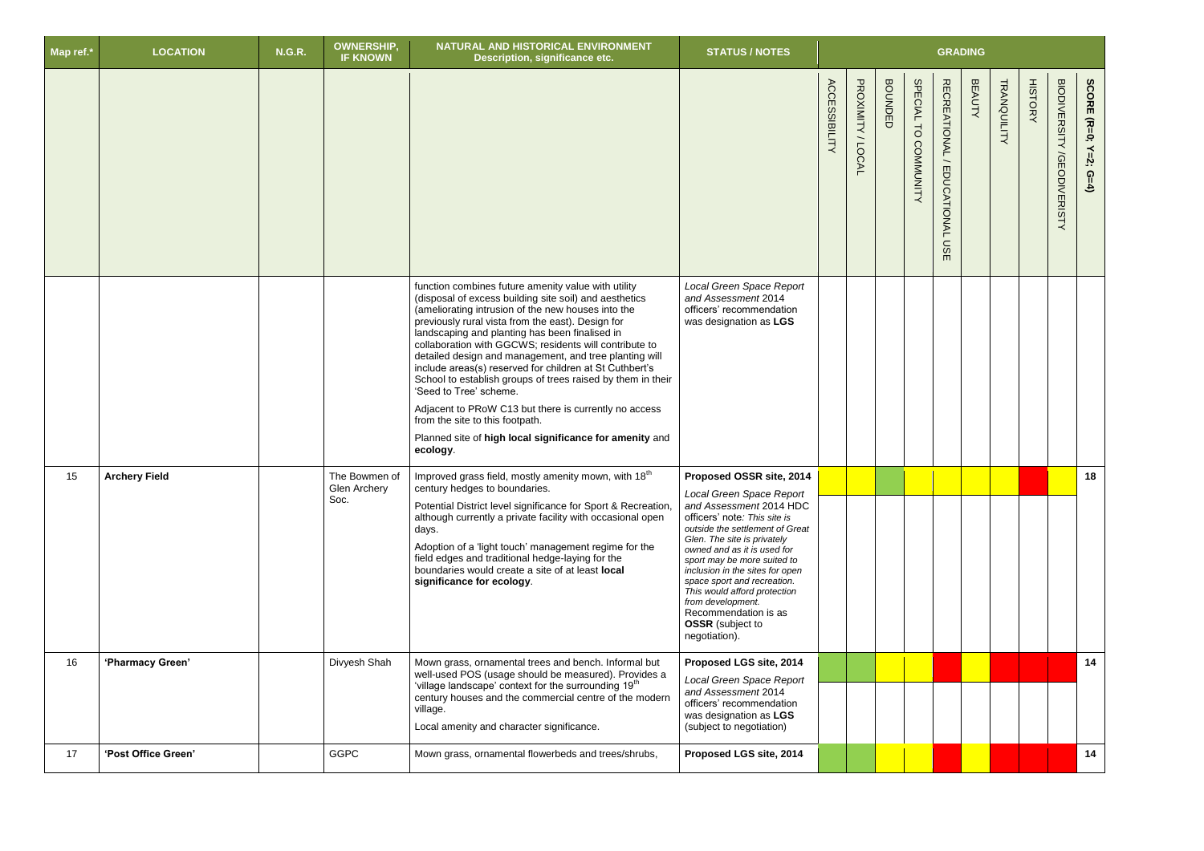| Map ref.* | LOCATION | N.G.R. | OWNERSHIP, IF KNOWN | NATURAL AND HISTORICAL ENVIRONMENT Description, significance etc. | STATUS / NOTES | GRADING | | | | | | | | | |
|---|---|---|---|---|---|---|---|---|---|---|---|---|---|---|---|
| | | | | | | ACCESSIBILITY | PROXIMITY / LOCAL | BOUNDED | SPECIAL TO COMMUNITY | RECREATIONAL / EDUCATIONAL USE | BEAUTY | TRANQUILITY | HISTORY | BIODIVERSITY /GEODIVERISTY | SCORE (R=0; Y=2; G=4) |
| | | | | function combines future amenity value with utility (disposal of excess building site soil) and aesthetics (ameliorating intrusion of the new houses into the previously rural vista from the east). Design for landscaping and planting has been finalised in collaboration with GGCWS; residents will contribute to detailed design and management, and tree planting will include areas(s) reserved for children at St Cuthbert's School to establish groups of trees raised by them in their 'Seed to Tree' scheme.<br><br>Adjacent to PRoW C13 but there is currently no access from the site to this footpath.<br><br>Planned site of **high local significance for amenity** and **ecology**. | *Local Green Space Report and Assessment* 2014 officers' recommendation was designation as **LGS** | | | | | | | | | | |
| 15 | **Archery Field** | | The Bowmen of Glen Archery Soc. | Improved grass field, mostly amenity mown, with 18th century hedges to boundaries.<br><br>Potential District level significance for Sport & Recreation, although currently a private facility with occasional open days.<br><br>Adoption of a 'light touch' management regime for the field edges and traditional hedge-laying for the boundaries would create a site of at least **local significance for ecology**. | **Proposed OSSR site, 2014**<br><br>*Local Green Space Report and Assessment* 2014 HDC officers' note: *This site is outside the settlement of Great Glen. The site is privately owned and as it is used for sport may be more suited to inclusion in the sites for open space sport and recreation. This would afford protection from development.* Recommendation is as **OSSR** (subject to negotiation). | Y | Y | G | Y | Y | Y | Y | R | Y | **18** |
| 16 | **'Pharmacy Green'** | | Divyesh Shah | Mown grass, ornamental trees and bench. Informal but well-used POS (usage should be measured). Provides a 'village landscape' context for the surrounding 19th century houses and the commercial centre of the modern village.<br><br>Local amenity and character significance. | **Proposed LGS site, 2014**<br><br>*Local Green Space Report and Assessment* 2014 officers' recommendation was designation as **LGS** (subject to negotiation) | G | G | Y | Y | R | Y | R | R | R | **14** |
| 17 | **'Post Office Green'** | | GGPC | Mown grass, ornamental flowerbeds and trees/shrubs, | **Proposed LGS site, 2014** | G | G | Y | Y | R | Y | R | R | R | **14** |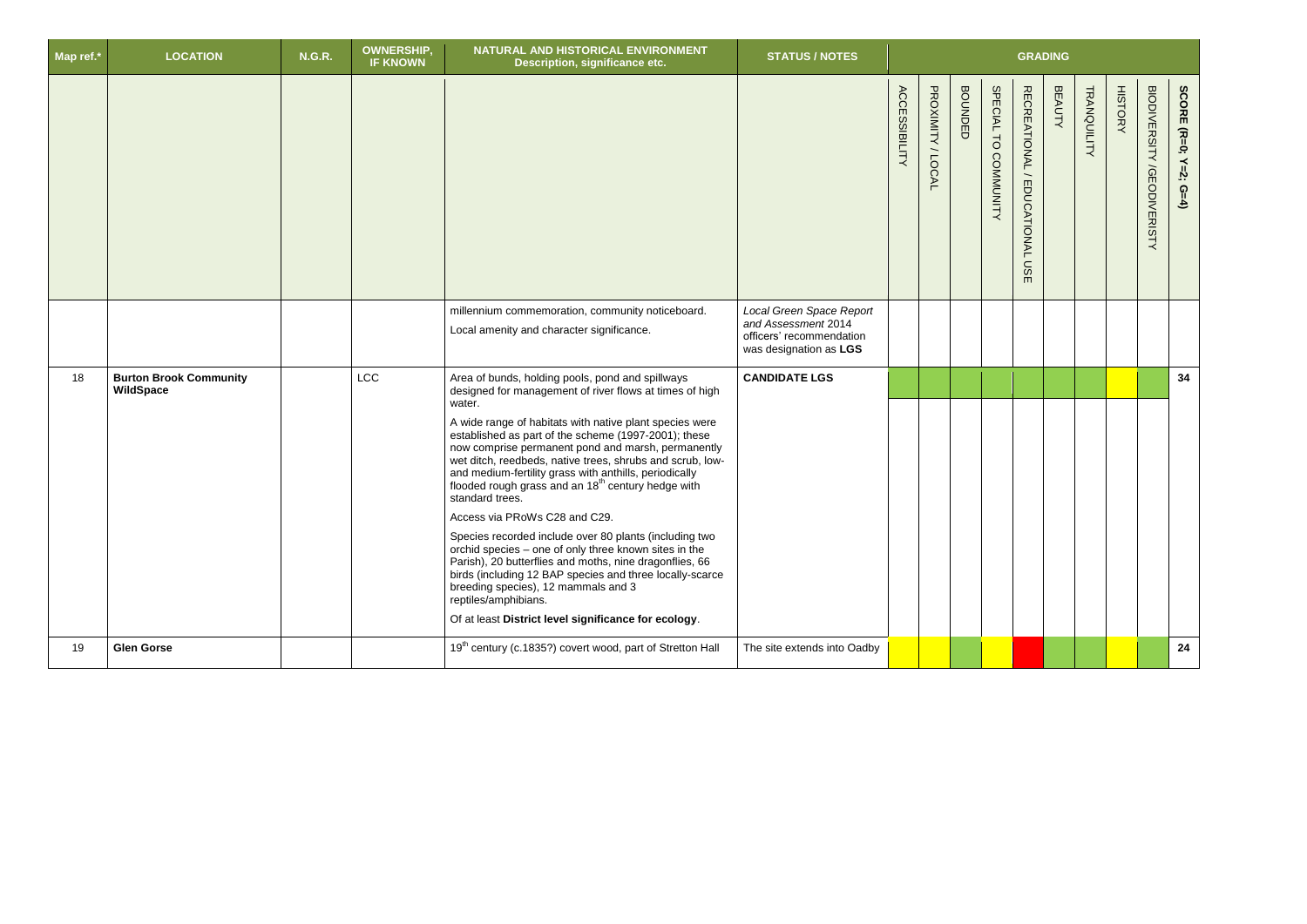| Map ref.* | LOCATION | N.G.R. | OWNERSHIP, IF KNOWN | NATURAL AND HISTORICAL ENVIRONMENT Description, significance etc. | STATUS / NOTES | GRADING | | | | | | | | | |
|---|---|---|---|---|---|---|---|---|---|---|---|---|---|---|---|
| | | | | | | ACCESSIBILITY | PROXIMITY / LOCAL | BOUNDED | SPECIAL TO COMMUNITY | RECREATIONAL / EDUCATIONAL USE | BEAUTY | TRANQUILITY | HISTORY | BIODIVERSITY /GEODIVERISTY | SCORE (R=0; Y=2; G=4) |
| | | | | millennium commemoration, community noticeboard.<br><br>Local amenity and character significance. | *Local Green Space Report and Assessment* 2014 officers' recommendation was designation as **LGS** | | | | | | | | | | |
| 18 | **Burton Brook Community WildSpace** | | LCC | Area of bunds, holding pools, pond and spillways designed for management of river flows at times of high water.<br><br>A wide range of habitats with native plant species were established as part of the scheme (1997-2001); these now comprise permanent pond and marsh, permanently wet ditch, reedbeds, native trees, shrubs and scrub, low- and medium-fertility grass with anthills, periodically flooded rough grass and an 18th century hedge with standard trees.<br><br>Access via PRoWs C28 and C29.<br><br>Species recorded include over 80 plants (including two orchid species – one of only three known sites in the Parish), 20 butterflies and moths, nine dragonflies, 66 birds (including 12 BAP species and three locally-scarce breeding species), 12 mammals and 3 reptiles/amphibians.<br><br>Of at least **District level significance for ecology**. | **CANDIDATE LGS** | G | G | G | G | G | G | G | Y | G | **34** |
| 19 | **Glen Gorse** | | | 19th century (c.1835?) covert wood, part of Stretton Hall | The site extends into Oadby | Y | Y | G | Y | R | G | G | Y | G | **24** |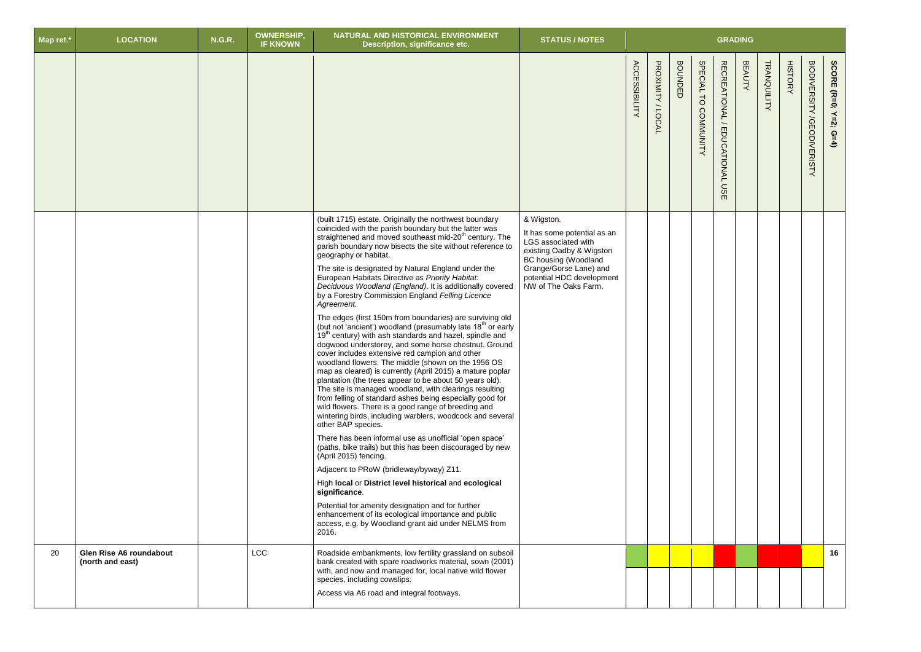| Map ref.* | LOCATION | N.G.R. | OWNERSHIP, IF KNOWN | NATURAL AND HISTORICAL ENVIRONMENT Description, significance etc. | STATUS / NOTES | GRADING | | | | | | | | | |
|---|---|---|---|---|---|---|---|---|---|---|---|---|---|---|---|
| | | | | | | ACCESSIBILITY | PROXIMITY / LOCAL | BOUNDED | SPECIAL TO COMMUNITY | RECREATIONAL / EDUCATIONAL USE | BEAUTY | TRANQUILITY | HISTORY | BIODIVERSITY /GEODIVERISTY | SCORE (R=0; Y=2; G=4) |
| | | | | (built 1715) estate. Originally the northwest boundary coincided with the parish boundary but the latter was straightened and moved southeast mid-20th century. The parish boundary now bisects the site without reference to geography or habitat.<br><br>The site is designated by Natural England under the European Habitats Directive as *Priority Habitat: Deciduous Woodland (England)*. It is additionally covered by a Forestry Commission England *Felling Licence Agreement.*<br><br>The edges (first 150m from boundaries) are surviving old (but not 'ancient') woodland (presumably late 18th or early 19th century) with ash standards and hazel, spindle and dogwood understorey, and some horse chestnut. Ground cover includes extensive red campion and other woodland flowers. The middle (shown on the 1956 OS map as cleared) is currently (April 2015) a mature poplar plantation (the trees appear to be about 50 years old). The site is managed woodland, with clearings resulting from felling of standard ashes being especially good for wild flowers. There is a good range of breeding and wintering birds, including warblers, woodcock and several other BAP species.<br><br>There has been informal use as unofficial 'open space' (paths, bike trails) but this has been discouraged by new (April 2015) fencing.<br><br>Adjacent to PRoW (bridleway/byway) Z11.<br><br>High **local** or **District level historical** and **ecological significance**.<br><br>Potential for amenity designation and for further enhancement of its ecological importance and public access, e.g. by Woodland grant aid under NELMS from 2016. | & Wigston.<br><br>It has some potential as an LGS associated with existing Oadby & Wigston BC housing (Woodland Grange/Gorse Lane) and potential HDC development NW of The Oaks Farm. | | | | | | | | | | |
| 20 | **Glen Rise A6 roundabout (north and east)** | | LCC | Roadside embankments, low fertility grassland on subsoil bank created with spare roadworks material, sown (2001) with, and now and managed for, local native wild flower species, including cowslips.<br><br>Access via A6 road and integral footways. | | | | | | | | | | | **16** |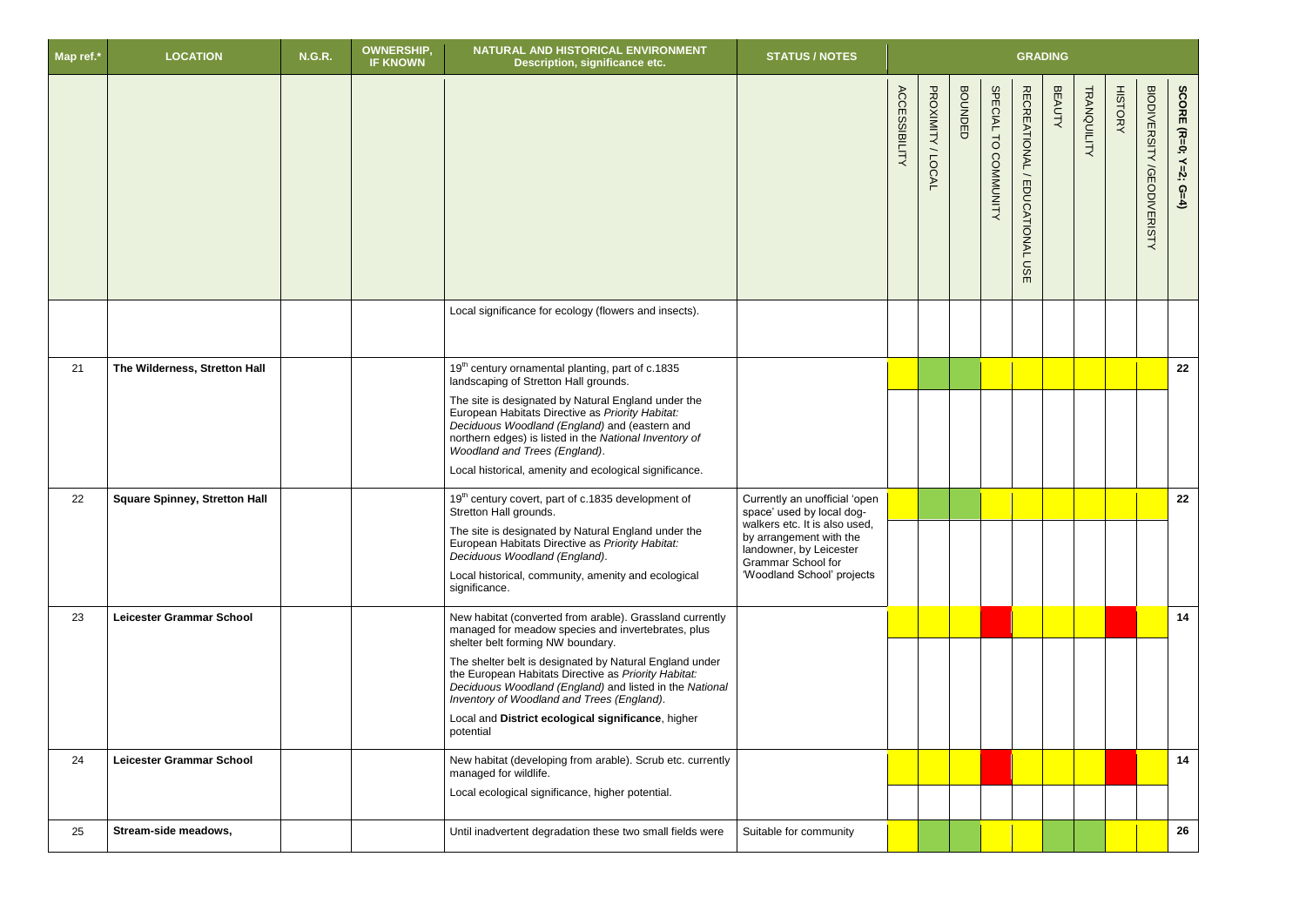| Map ref.* | LOCATION | N.G.R. | OWNERSHIP, IF KNOWN | NATURAL AND HISTORICAL ENVIRONMENT Description, significance etc. | STATUS / NOTES | GRADING | | | | | | | | | |
|---|---|---|---|---|---|---|---|---|---|---|---|---|---|---|---|
| | | | | | | ACCESSIBILITY | PROXIMITY / LOCAL | BOUNDED | SPECIAL TO COMMUNITY | RECREATIONAL / EDUCATIONAL USE | BEAUTY | TRANQUILITY | HISTORY | BIODIVERSITY /GEODIVERISTY | SCORE (R=0; Y=2; G=4) |
| | | | | Local significance for ecology (flowers and insects). | | | | | | | | | | | |
| 21 | The Wilderness, Stretton Hall | | | 19th century ornamental planting, part of c.1835 landscaping of Stretton Hall grounds. The site is designated by Natural England under the European Habitats Directive as *Priority Habitat: Deciduous Woodland (England)* and (eastern and northern edges) is listed in the *National Inventory of Woodland and Trees (England)*. Local historical, amenity and ecological significance. | | | | | | | | | | | 22 |
| 22 | Square Spinney, Stretton Hall | | | 19th century covert, part of c.1835 development of Stretton Hall grounds. The site is designated by Natural England under the European Habitats Directive as *Priority Habitat: Deciduous Woodland (England)*. Local historical, community, amenity and ecological significance. | Currently an unofficial 'open space' used by local dog-walkers etc. It is also used, by arrangement with the landowner, by Leicester Grammar School for 'Woodland School' projects | | | | | | | | | | 22 |
| 23 | Leicester Grammar School | | | New habitat (converted from arable). Grassland currently managed for meadow species and invertebrates, plus shelter belt forming NW boundary. The shelter belt is designated by Natural England under the European Habitats Directive as *Priority Habitat: Deciduous Woodland (England)* and listed in the *National Inventory of Woodland and Trees (England)*. Local and **District ecological significance**, higher potential | | | | | | | | | | | 14 |
| 24 | Leicester Grammar School | | | New habitat (developing from arable). Scrub etc. currently managed for wildlife. Local ecological significance, higher potential. | | | | | | | | | | | 14 |
| 25 | Stream-side meadows, | | | Until inadvertent degradation these two small fields were | Suitable for community | | | | | | | | | | 26 |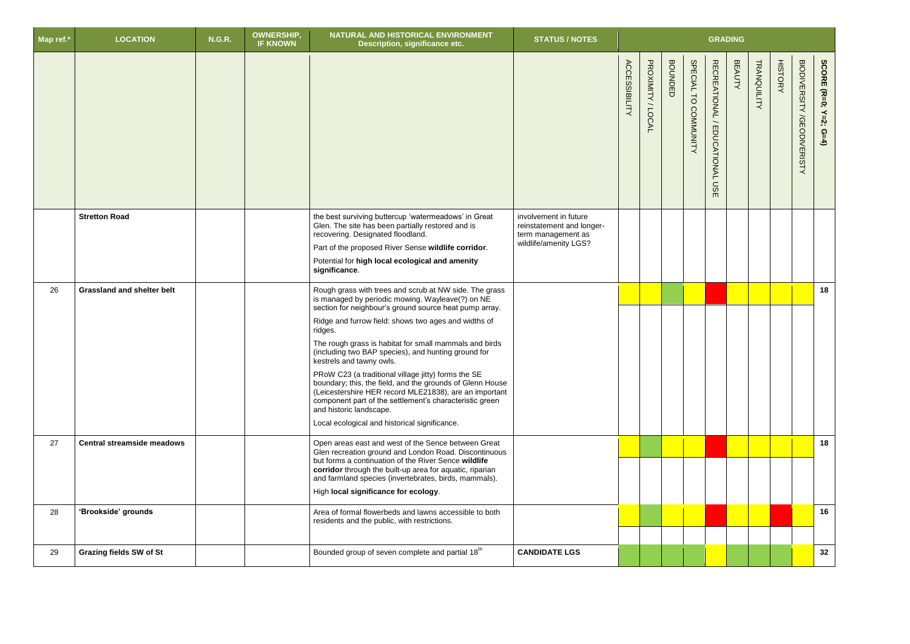| Map ref.* | LOCATION | N.G.R. | OWNERSHIP, IF KNOWN | NATURAL AND HISTORICAL ENVIRONMENT Description, significance etc. | STATUS / NOTES | GRADING | | | | | | | | | |
|---|---|---|---|---|---|---|---|---|---|---|---|---|---|---|---|
| | | | | | | ACCESSIBILITY | PROXIMITY / LOCAL | BOUNDED | SPECIAL TO COMMUNITY | RECREATIONAL / EDUCATIONAL USE | BEAUTY | TRANQUILITY | HISTORY | BIODIVERSITY /GEODIVERISTY | SCORE (R=0; Y=2; G=4) |
| | **Stretton Road** | | | the best surviving buttercup 'watermeadows' in Great Glen. The site has been partially restored and is recovering. Designated floodland.<br>Part of the proposed River Sense **wildlife corridor**.<br>Potential for **high local ecological and amenity significance**. | involvement in future reinstatement and longer-term management as wildlife/amenity LGS? | | | | | | | | | | |
| 26 | **Grassland and shelter belt** | | | Rough grass with trees and scrub at NW side. The grass is managed by periodic mowing. Wayleave(?) on NE section for neighbour's ground source heat pump array.<br>Ridge and furrow field: shows two ages and widths of ridges.<br>The rough grass is habitat for small mammals and birds (including two BAP species), and hunting ground for kestrels and tawny owls.<br>PRoW C23 (a traditional village jitty) forms the SE boundary; this, the field, and the grounds of Glenn House (Leicestershire HER record MLE21838), are an important component part of the settlement's characteristic green and historic landscape.<br>Local ecological and historical significance. | | Y | Y | G | Y | R | Y | Y | Y | Y | 18 |
| 27 | **Central streamside meadows** | | | Open areas east and west of the Sence between Great Glen recreation ground and London Road. Discontinuous but forms a continuation of the River Sence **wildlife corridor** through the built-up area for aquatic, riparian and farmland species (invertebrates, birds, mammals).<br>High **local significance for ecology**. | | Y | G | Y | Y | R | Y | Y | Y | Y | 18 |
| 28 | **'Brookside' grounds** | | | Area of formal flowerbeds and lawns accessible to both residents and the public, with restrictions. | | Y | G | Y | Y | R | Y | Y | R | Y | 16 |
| 29 | **Grazing fields SW of St** | | | Bounded group of seven complete and partial 18th | **CANDIDATE LGS** | G | G | G | G | Y | G | G | G | Y | 32 |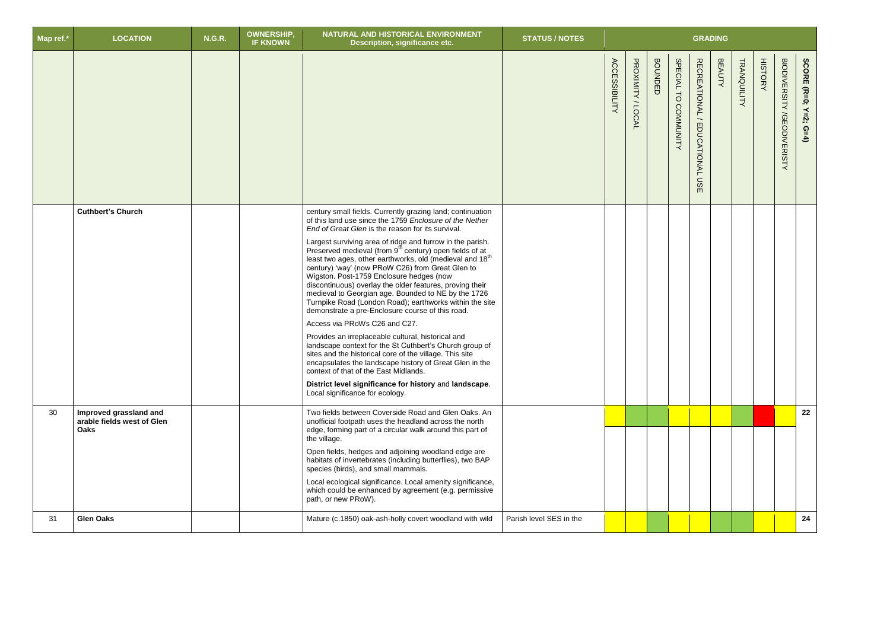| Map ref.* | LOCATION | N.G.R. | OWNERSHIP, IF KNOWN | NATURAL AND HISTORICAL ENVIRONMENT Description, significance etc. | STATUS / NOTES | GRADING | | | | | | | | | |
|---|---|---|---|---|---|---|---|---|---|---|---|---|---|---|---|
| | | | | | | ACCESSIBILITY | PROXIMITY / LOCAL | BOUNDED | SPECIAL TO COMMUNITY | RECREATIONAL / EDUCATIONAL USE | BEAUTY | TRANQUILITY | HISTORY | BIODIVERSITY /GEODIVERISTY | SCORE (R=0; Y=2; G=4) |
| | **Cuthbert's Church** | | | century small fields. Currently grazing land; continuation of this land use since the 1759 *Enclosure of the Nether End of Great Glen* is the reason for its survival.<br><br>Largest surviving area of ridge and furrow in the parish. Preserved medieval (from 9th century) open fields of at least two ages, other earthworks, old (medieval and 18th century) 'way' (now PRoW C26) from Great Glen to Wigston. Post-1759 Enclosure hedges (now discontinuous) overlay the older features, proving their medieval to Georgian age. Bounded to NE by the 1726 Turnpike Road (London Road); earthworks within the site demonstrate a pre-Enclosure course of this road.<br><br>Access via PRoWs C26 and C27.<br><br>Provides an irreplaceable cultural, historical and landscape context for the St Cuthbert's Church group of sites and the historical core of the village. This site encapsulates the landscape history of Great Glen in the context of that of the East Midlands.<br><br>**District level significance for history** and **landscape**. Local significance for ecology. | | | | | | | | | | | |
| 30 | **Improved grassland and arable fields west of Glen Oaks** | | | Two fields between Coverside Road and Glen Oaks. An unofficial footpath uses the headland across the north edge, forming part of a circular walk around this part of the village.<br><br>Open fields, hedges and adjoining woodland edge are habitats of invertebrates (including butterflies), two BAP species (birds), and small mammals.<br><br>Local ecological significance. Local amenity significance, which could be enhanced by agreement (e.g. permissive path, or new PRoW). | | Y | G | G | Y | Y | Y | G | R | Y | 22 |
| 31 | **Glen Oaks** | | | Mature (c.1850) oak-ash-holly covert woodland with wild | Parish level SES in the | Y | Y | G | Y | Y | G | G | Y | Y | 24 |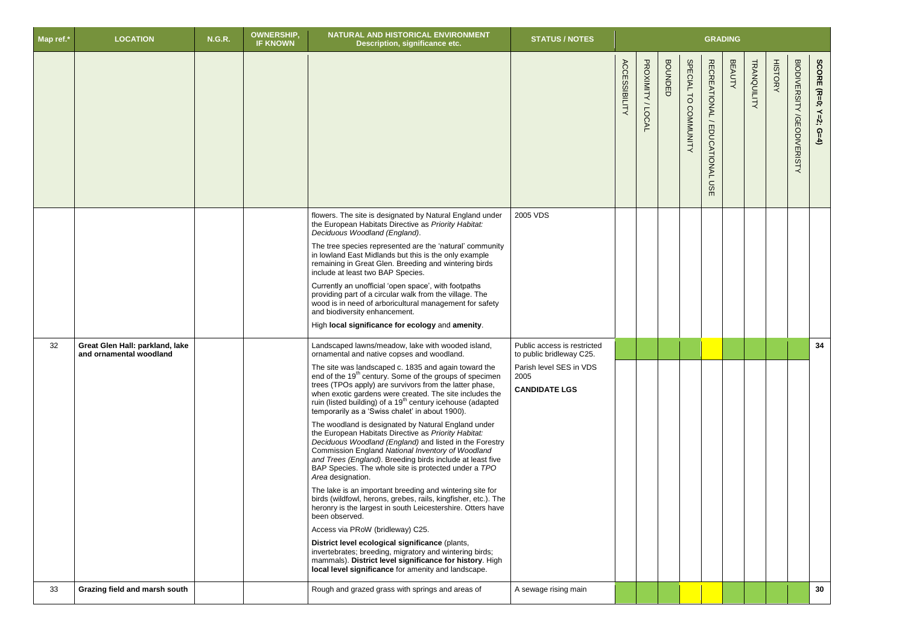| Map ref.* | LOCATION | N.G.R. | OWNERSHIP, IF KNOWN | NATURAL AND HISTORICAL ENVIRONMENT Description, significance etc. | STATUS / NOTES | GRADING | | | | | | | | | |
|---|---|---|---|---|---|---|---|---|---|---|---|---|---|---|---|
| | | | | | | ACCESSIBILITY | PROXIMITY / LOCAL | BOUNDED | SPECIAL TO COMMUNITY | RECREATIONAL / EDUCATIONAL USE | BEAUTY | TRANQUILITY | HISTORY | BIODIVERSITY /GEODIVERISTY | SCORE (R=0; Y=2; G=4) |
| | | | | flowers. The site is designated by Natural England under the European Habitats Directive as *Priority Habitat: Deciduous Woodland (England)*.<br><br>The tree species represented are the 'natural' community in lowland East Midlands but this is the only example remaining in Great Glen. Breeding and wintering birds include at least two BAP Species.<br><br>Currently an unofficial 'open space', with footpaths providing part of a circular walk from the village. The wood is in need of arboricultural management for safety and biodiversity enhancement.<br><br>High **local significance for ecology** and **amenity**. | 2005 VDS | | | | | | | | | | |
| 32 | **Great Glen Hall: parkland, lake and ornamental woodland** | | | Landscaped lawns/meadow, lake with wooded island, ornamental and native copses and woodland.<br><br>The site was landscaped c. 1835 and again toward the end of the 19th century. Some of the groups of specimen trees (TPOs apply) are survivors from the latter phase, when exotic gardens were created. The site includes the ruin (listed building) of a 19th century icehouse (adapted temporarily as a 'Swiss chalet' in about 1900).<br><br>The woodland is designated by Natural England under the European Habitats Directive as *Priority Habitat: Deciduous Woodland (England)* and listed in the Forestry Commission England *National Inventory of Woodland and Trees (England)*. Breeding birds include at least five BAP Species. The whole site is protected under a *TPO Area* designation.<br><br>The lake is an important breeding and wintering site for birds (wildfowl, herons, grebes, rails, kingfisher, etc.). The heronry is the largest in south Leicestershire. Otters have been observed.<br><br>Access via PRoW (bridleway) C25.<br><br>**District level ecological significance** (plants, invertebrates; breeding, migratory and wintering birds; mammals). **District level significance for history**. High **local level significance** for amenity and landscape. | Public access is restricted to public bridleway C25.<br><br>Parish level SES in VDS 2005<br><br>**CANDIDATE LGS** | | | | | | | | | | **34** |
| 33 | **Grazing field and marsh south** | | | Rough and grazed grass with springs and areas of | A sewage rising main | | | | | | | | | | **30** |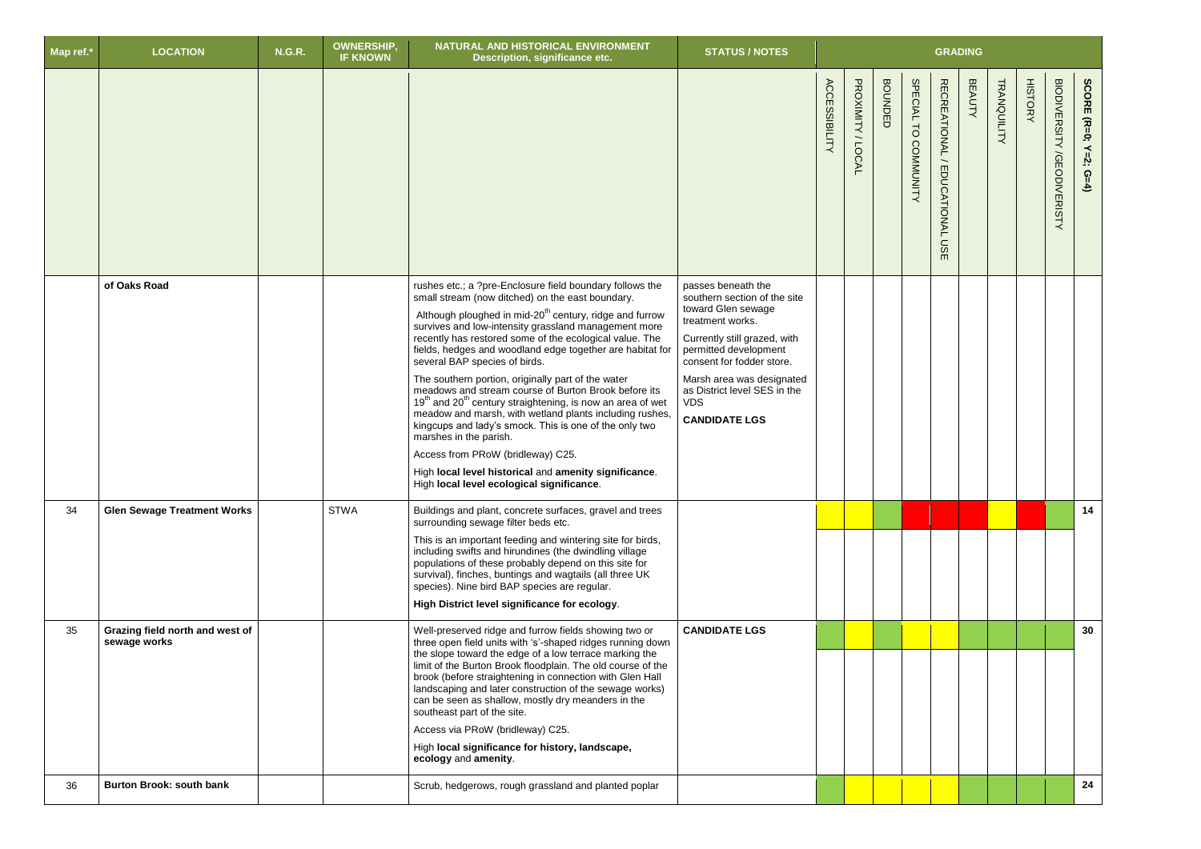| Map ref.* | LOCATION | N.G.R. | OWNERSHIP, IF KNOWN | NATURAL AND HISTORICAL ENVIRONMENT Description, significance etc. | STATUS / NOTES | GRADING | | | | | | | | | |
|---|---|---|---|---|---|---|---|---|---|---|---|---|---|---|---|
| | | | | | | ACCESSIBILITY | PROXIMITY / LOCAL | BOUNDED | SPECIAL TO COMMUNITY | RECREATIONAL / EDUCATIONAL USE | BEAUTY | TRANQUILITY | HISTORY | BIODIVERSITY /GEODIVERISTY | SCORE (R=0; Y=2; G=4) |
| | **of Oaks Road** | | | rushes etc.; a ?pre-Enclosure field boundary follows the small stream (now ditched) on the east boundary.<br><br>Although ploughed in mid-20th century, ridge and furrow survives and low-intensity grassland management more recently has restored some of the ecological value. The fields, hedges and woodland edge together are habitat for several BAP species of birds.<br><br>The southern portion, originally part of the water meadows and stream course of Burton Brook before its 19th and 20th century straightening, is now an area of wet meadow and marsh, with wetland plants including rushes, kingcups and lady's smock. This is one of the only two marshes in the parish.<br><br>Access from PRoW (bridleway) C25.<br><br>High **local level historical** and **amenity significance**. High **local level ecological significance**. | passes beneath the southern section of the site toward Glen sewage treatment works.<br><br>Currently still grazed, with permitted development consent for fodder store.<br><br>Marsh area was designated as District level SES in the VDS<br><br>**CANDIDATE LGS** | | | | | | | | | | |
| 34 | **Glen Sewage Treatment Works** | | STWA | Buildings and plant, concrete surfaces, gravel and trees surrounding sewage filter beds etc.<br><br>This is an important feeding and wintering site for birds, including swifts and hirundines (the dwindling village populations of these probably depend on this site for survival), finches, buntings and wagtails (all three UK species). Nine bird BAP species are regular.<br><br>**High District level significance for ecology**. | | | | | | | | | | | **14** |
| 35 | **Grazing field north and west of sewage works** | | | Well-preserved ridge and furrow fields showing two or three open field units with 's'-shaped ridges running down the slope toward the edge of a low terrace marking the limit of the Burton Brook floodplain. The old course of the brook (before straightening in connection with Glen Hall landscaping and later construction of the sewage works) can be seen as shallow, mostly dry meanders in the southeast part of the site.<br><br>Access via PRoW (bridleway) C25.<br><br>High **local significance for history, landscape, ecology** and **amenity**. | **CANDIDATE LGS** | | | | | | | | | | **30** |
| 36 | **Burton Brook: south bank** | | | Scrub, hedgerows, rough grassland and planted poplar | | | | | | | | | | | **24** |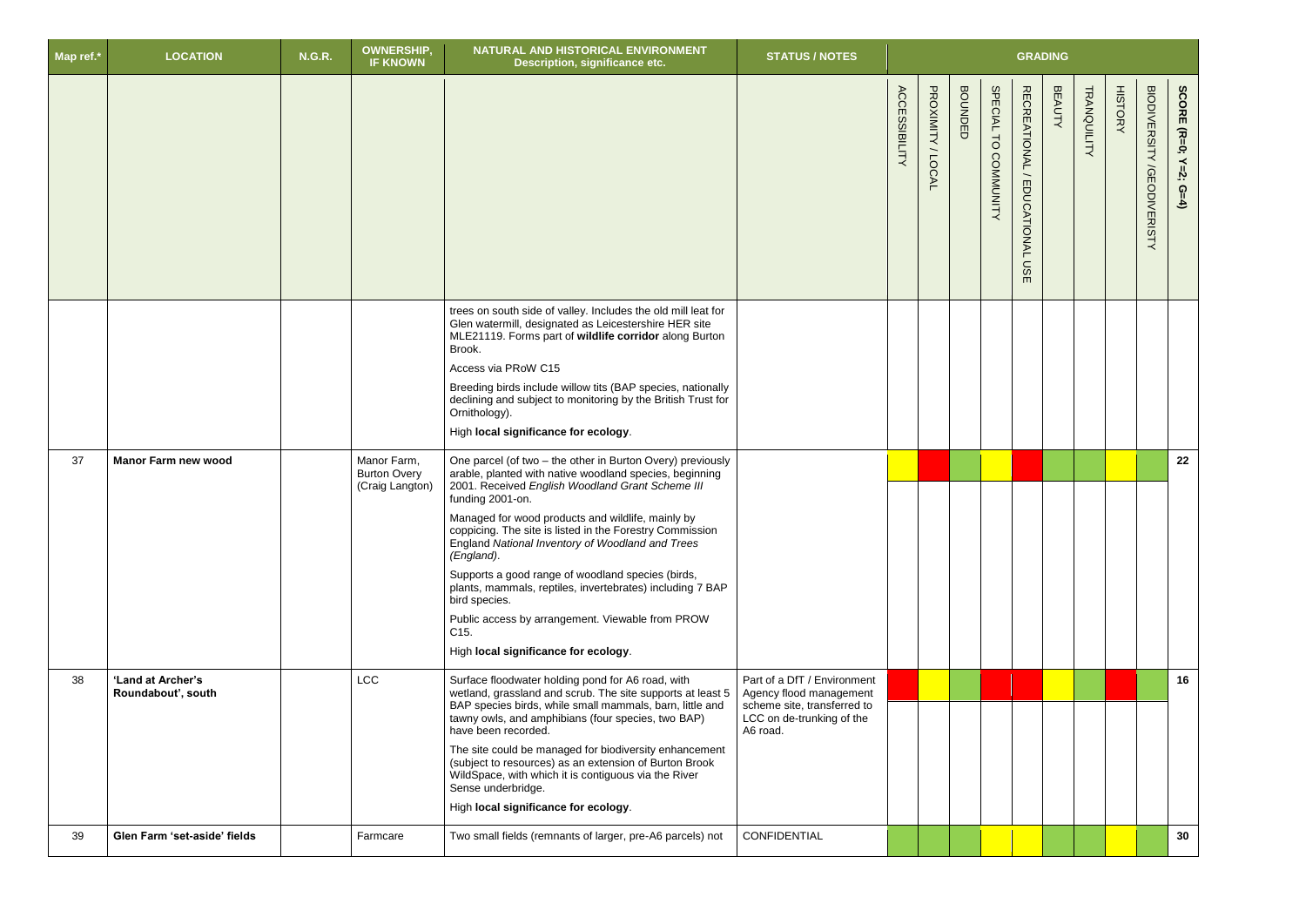| Map ref.* | LOCATION | N.G.R. | OWNERSHIP, IF KNOWN | NATURAL AND HISTORICAL ENVIRONMENT Description, significance etc. | STATUS / NOTES | GRADING | | | | | | | | | |
|---|---|---|---|---|---|---|---|---|---|---|---|---|---|---|---|
| | | | | | | ACCESSIBILITY | PROXIMITY / LOCAL | BOUNDED | SPECIAL TO COMMUNITY | RECREATIONAL / EDUCATIONAL USE | BEAUTY | TRANQUILITY | HISTORY | BIODIVERSITY /GEODIVERISTY | SCORE (R=0; Y=2; G=4) |
| | | | | trees on south side of valley. Includes the old mill leat for Glen watermill, designated as Leicestershire HER site MLE21119. Forms part of **wildlife corridor** along Burton Brook.<br><br>Access via PRoW C15<br><br>Breeding birds include willow tits (BAP species, nationally declining and subject to monitoring by the British Trust for Ornithology).<br><br>High **local significance for ecology**. | | | | | | | | | | | |
| 37 | **Manor Farm new wood** | | Manor Farm, Burton Overy (Craig Langton) | One parcel (of two – the other in Burton Overy) previously arable, planted with native woodland species, beginning 2001. Received *English Woodland Grant Scheme III* funding 2001-on.<br><br>Managed for wood products and wildlife, mainly by coppicing. The site is listed in the Forestry Commission England *National Inventory of Woodland and Trees (England)*.<br><br>Supports a good range of woodland species (birds, plants, mammals, reptiles, invertebrates) including 7 BAP bird species.<br><br>Public access by arrangement. Viewable from PROW C15.<br><br>High **local significance for ecology**. | | Y | R | G | Y | R | G | G | Y | G | 22 |
| 38 | **'Land at Archer's Roundabout', south** | | LCC | Surface floodwater holding pond for A6 road, with wetland, grassland and scrub. The site supports at least 5 BAP species birds, while small mammals, barn, little and tawny owls, and amphibians (four species, two BAP) have been recorded.<br><br>The site could be managed for biodiversity enhancement (subject to resources) as an extension of Burton Brook WildSpace, with which it is contiguous via the River Sense underbridge.<br><br>High **local significance for ecology**. | Part of a DfT / Environment Agency flood management scheme site, transferred to LCC on de-trunking of the A6 road. | R | Y | G | R | R | Y | G | R | G | 16 |
| 39 | **Glen Farm 'set-aside' fields** | | Farmcare | Two small fields (remnants of larger, pre-A6 parcels) not | CONFIDENTIAL | G | G | G | Y | Y | G | G | Y | G | 30 |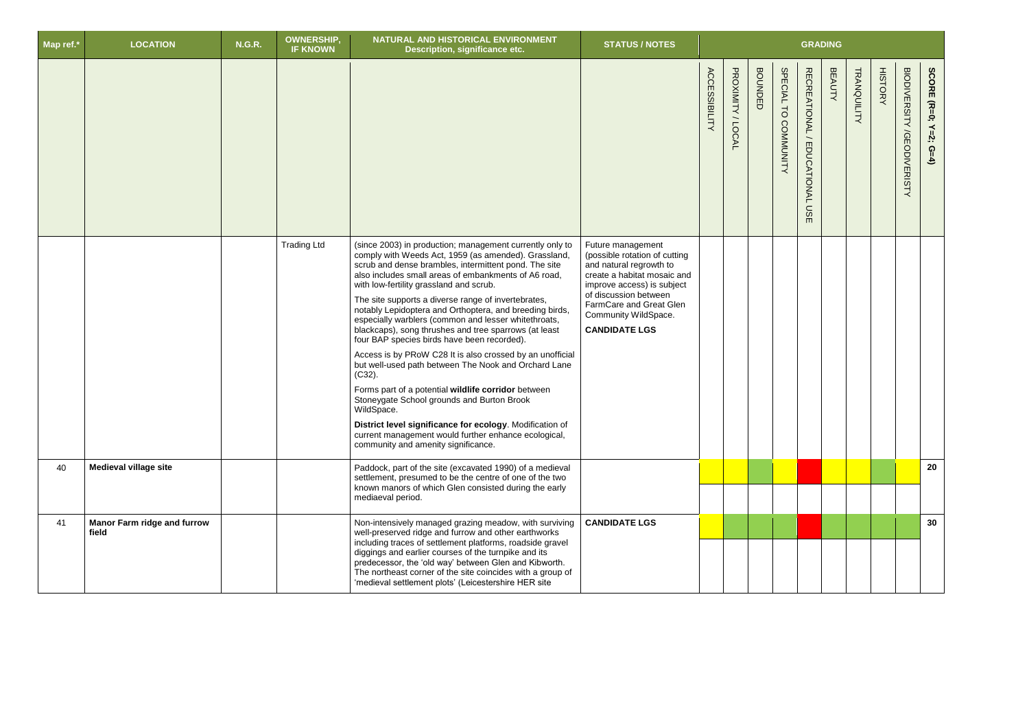| Map ref.* | LOCATION | N.G.R. | OWNERSHIP, IF KNOWN | NATURAL AND HISTORICAL ENVIRONMENT Description, significance etc. | STATUS / NOTES | GRADING | | | | | | | | | |
|---|---|---|---|---|---|---|---|---|---|---|---|---|---|---|---|
| | | | | | | ACCESSIBILITY | PROXIMITY / LOCAL | BOUNDED | SPECIAL TO COMMUNITY | RECREATIONAL / EDUCATIONAL USE | BEAUTY | TRANQUILITY | HISTORY | BIODIVERSITY /GEODIVERISTY | SCORE (R=0; Y=2; G=4) |
| | | | Trading Ltd | (since 2003) in production; management currently only to comply with Weeds Act, 1959 (as amended). Grassland, scrub and dense brambles, intermittent pond. The site also includes small areas of embankments of A6 road, with low-fertility grassland and scrub.<br><br>The site supports a diverse range of invertebrates, notably Lepidoptera and Orthoptera, and breeding birds, especially warblers (common and lesser whitethroats, blackcaps), song thrushes and tree sparrows (at least four BAP species birds have been recorded).<br><br>Access is by PRoW C28 It is also crossed by an unofficial but well-used path between The Nook and Orchard Lane (C32).<br><br>Forms part of a potential **wildlife corridor** between Stoneygate School grounds and Burton Brook WildSpace.<br><br>**District level significance for ecology**. Modification of current management would further enhance ecological, community and amenity significance. | Future management (possible rotation of cutting and natural regrowth to create a habitat mosaic and improve access) is subject of discussion between FarmCare and Great Glen Community WildSpace.<br><br>**CANDIDATE LGS** | | | | | | | | | | |
| 40 | **Medieval village site** | | | Paddock, part of the site (excavated 1990) of a medieval settlement, presumed to be the centre of one of the two known manors of which Glen consisted during the early mediaeval period. | | Y | Y | G | Y | R | Y | Y | G | Y | 20 |
| 41 | **Manor Farm ridge and furrow field** | | | Non-intensively managed grazing meadow, with surviving well-preserved ridge and furrow and other earthworks including traces of settlement platforms, roadside gravel diggings and earlier courses of the turnpike and its predecessor, the 'old way' between Glen and Kibworth. The northeast corner of the site coincides with a group of 'medieval settlement plots' (Leicestershire HER site | **CANDIDATE LGS** | Y | G | G | G | R | G | G | G | G | 30 |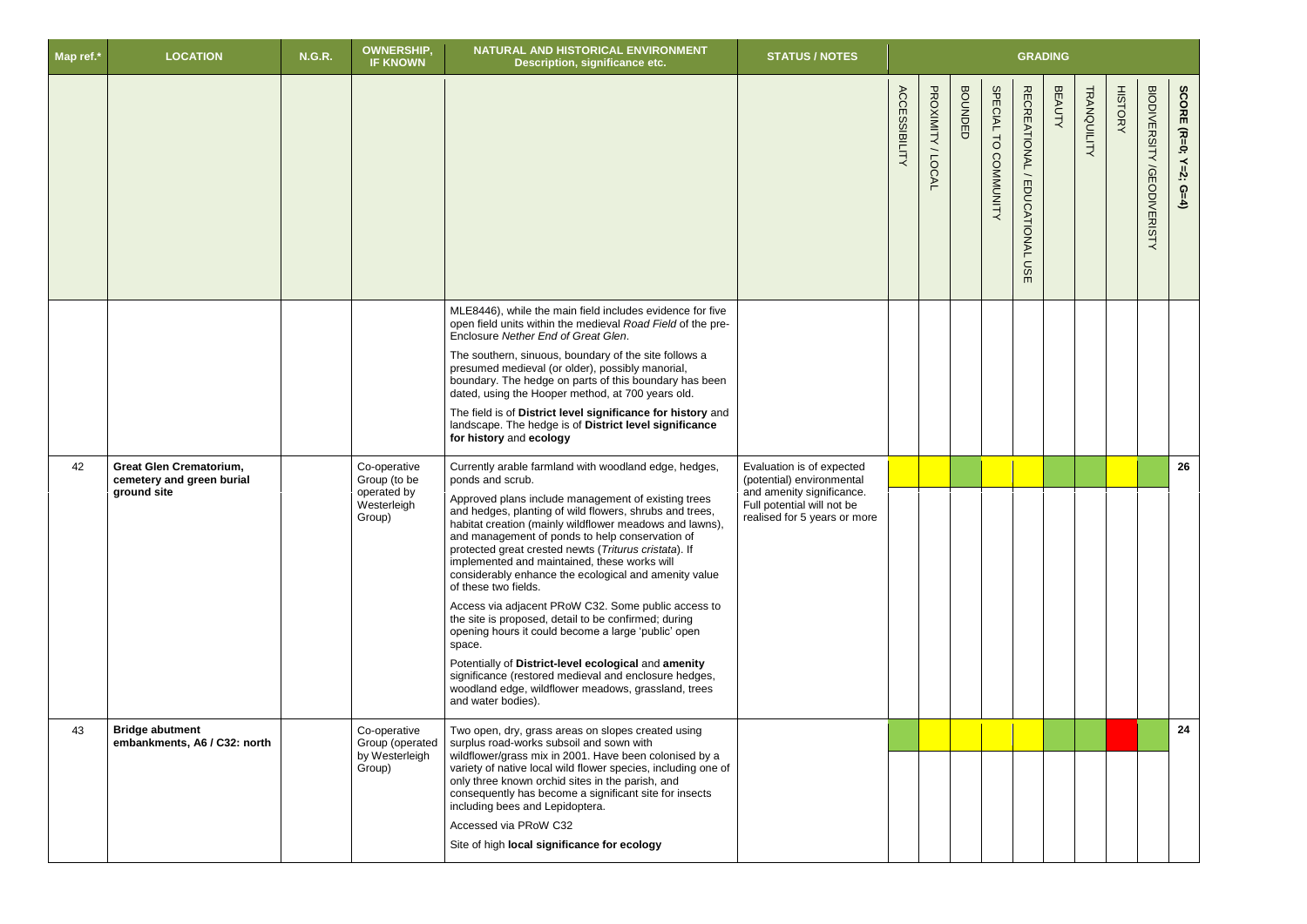| Map ref.* | LOCATION | N.G.R. | OWNERSHIP, IF KNOWN | NATURAL AND HISTORICAL ENVIRONMENT Description, significance etc. | STATUS / NOTES | GRADING | | | | | | | | | |
|---|---|---|---|---|---|---|---|---|---|---|---|---|---|---|---|
| | | | | | | ACCESSIBILITY | PROXIMITY / LOCAL | BOUNDED | SPECIAL TO COMMUNITY | RECREATIONAL / EDUCATIONAL USE | BEAUTY | TRANQUILITY | HISTORY | BIODIVERSITY /GEODIVERISTY | SCORE (R=0; Y=2; G=4) |
| | | | | MLE8446), while the main field includes evidence for five open field units within the medieval *Road Field* of the pre-Enclosure *Nether End of Great Glen*.<br><br>The southern, sinuous, boundary of the site follows a presumed medieval (or older), possibly manorial, boundary. The hedge on parts of this boundary has been dated, using the Hooper method, at 700 years old.<br><br>The field is of **District level significance for history** and landscape. The hedge is of **District level significance for history** and **ecology** | | | | | | | | | | | |
| 42 | **Great Glen Crematorium, cemetery and green burial ground site** | | Co-operative Group (to be operated by Westerleigh Group) | Currently arable farmland with woodland edge, hedges, ponds and scrub.<br><br>Approved plans include management of existing trees and hedges, planting of wild flowers, shrubs and trees, habitat creation (mainly wildflower meadows and lawns), and management of ponds to help conservation of protected great crested newts (*Triturus cristata*). If implemented and maintained, these works will considerably enhance the ecological and amenity value of these two fields.<br><br>Access via adjacent PRoW C32. Some public access to the site is proposed, detail to be confirmed; during opening hours it could become a large 'public' open space.<br><br>Potentially of **District-level ecological** and **amenity** significance (restored medieval and enclosure hedges, woodland edge, wildflower meadows, grassland, trees and water bodies). | Evaluation is of expected (potential) environmental and amenity significance. Full potential will not be realised for 5 years or more | Y | Y | G | Y | Y | G | G | Y | G | 26 |
| 43 | **Bridge abutment embankments, A6 / C32: north** | | Co-operative Group (operated by Westerleigh Group) | Two open, dry, grass areas on slopes created using surplus road-works subsoil and sown with wildflower/grass mix in 2001. Have been colonised by a variety of native local wild flower species, including one of only three known orchid sites in the parish, and consequently has become a significant site for insects including bees and Lepidoptera.<br><br>Accessed via PRoW C32<br><br>Site of high **local significance for ecology** | | G | Y | Y | Y | Y | G | G | R | G | 24 |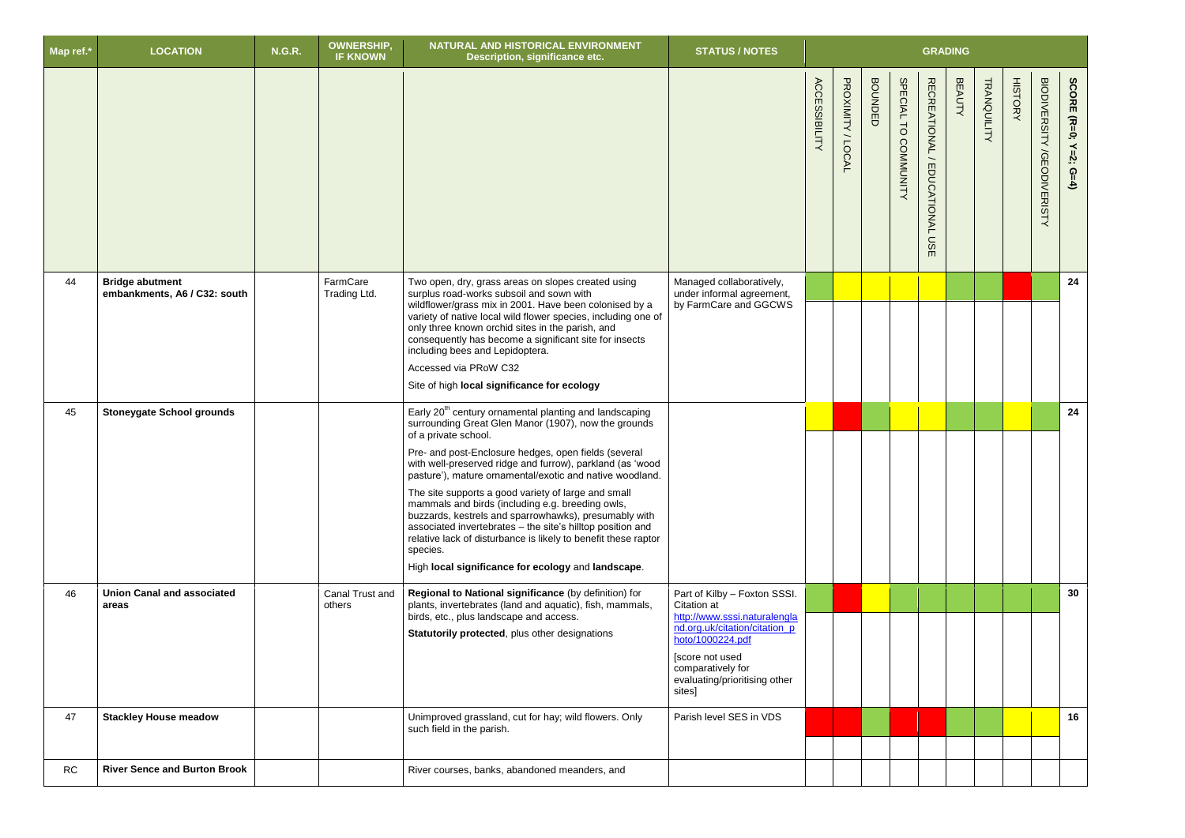| Map ref.* | LOCATION | N.G.R. | OWNERSHIP, IF KNOWN | NATURAL AND HISTORICAL ENVIRONMENT Description, significance etc. | STATUS / NOTES | GRADING | | | | | | | | | |
|---|---|---|---|---|---|---|---|---|---|---|---|---|---|---|---|
| | | | | | | ACCESSIBILITY | PROXIMITY / LOCAL | BOUNDED | SPECIAL TO COMMUNITY | RECREATIONAL / EDUCATIONAL USE | BEAUTY | TRANQUILITY | HISTORY | BIODIVERSITY /GEODIVERISTY | SCORE (R=0; Y=2; G=4) |
| 44 | **Bridge abutment embankments, A6 / C32: south** | | FarmCare Trading Ltd. | Two open, dry, grass areas on slopes created using surplus road-works subsoil and sown with wildflower/grass mix in 2001. Have been colonised by a variety of native local wild flower species, including one of only three known orchid sites in the parish, and consequently has become a significant site for insects including bees and Lepidoptera.<br>Accessed via PRoW C32<br>Site of high **local significance for ecology** | Managed collaboratively, under informal agreement, by FarmCare and GGCWS | G | Y | Y | Y | Y | G | G | R | G | **24** |
| 45 | **Stoneygate School grounds** | | | Early 20th century ornamental planting and landscaping surrounding Great Glen Manor (1907), now the grounds of a private school.<br>Pre- and post-Enclosure hedges, open fields (several with well-preserved ridge and furrow), parkland (as 'wood pasture'), mature ornamental/exotic and native woodland.<br>The site supports a good variety of large and small mammals and birds (including e.g. breeding owls, buzzards, kestrels and sparrowhawks), presumably with associated invertebrates – the site's hilltop position and relative lack of disturbance is likely to benefit these raptor species.<br>High **local significance for ecology** and **landscape**. | | Y | R | G | Y | Y | G | G | Y | G | **24** |
| 46 | **Union Canal and associated areas** | | Canal Trust and others | **Regional to National significance** (by definition) for plants, invertebrates (land and aquatic), fish, mammals, birds, etc., plus landscape and access.<br>**Statutorily protected**, plus other designations | Part of Kilby – Foxton SSSI. Citation at http://www.sssi.naturalengland.org.uk/citation/citation_photo/1000224.pdf<br>[score not used comparatively for evaluating/prioritising other sites] | G | R | Y | G | G | G | G | G | G | **30** |
| 47 | **Stackley House meadow** | | | Unimproved grassland, cut for hay; wild flowers. Only such field in the parish. | Parish level SES in VDS | R | R | G | R | R | G | G | Y | Y | **16** |
| RC | **River Sence and Burton Brook** | | | River courses, banks, abandoned meanders, and | | | | | | | | | | | |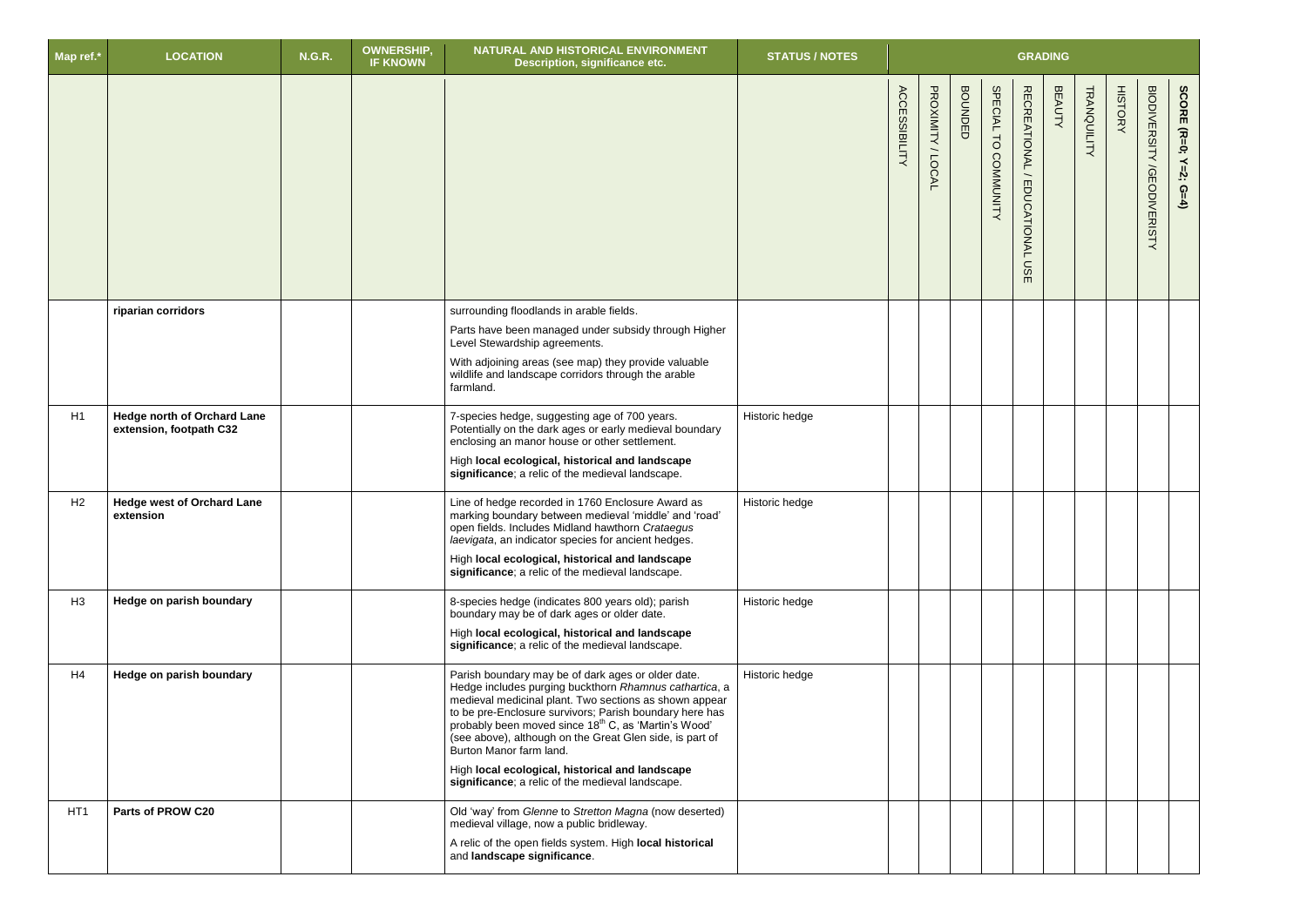| Map ref.* | LOCATION | N.G.R. | OWNERSHIP, IF KNOWN | NATURAL AND HISTORICAL ENVIRONMENT Description, significance etc. | STATUS / NOTES | GRADING | | | | | | | | | |
|---|---|---|---|---|---|---|---|---|---|---|---|---|---|---|---|
| | | | | | | ACCESSIBILITY | PROXIMITY / LOCAL | BOUNDED | SPECIAL TO COMMUNITY | RECREATIONAL / EDUCATIONAL USE | BEAUTY | TRANQUILITY | HISTORY | BIODIVERSITY /GEODIVERISTY | SCORE (R=0; Y=2; G=4) |
| | **riparian corridors** | | | surrounding floodlands in arable fields.<br>Parts have been managed under subsidy through Higher Level Stewardship agreements.<br>With adjoining areas (see map) they provide valuable wildlife and landscape corridors through the arable farmland. | | | | | | | | | | | |
| H1 | **Hedge north of Orchard Lane extension, footpath C32** | | | 7-species hedge, suggesting age of 700 years. Potentially on the dark ages or early medieval boundary enclosing an manor house or other settlement.<br>High **local ecological, historical and landscape significance**; a relic of the medieval landscape. | Historic hedge | | | | | | | | | | |
| H2 | **Hedge west of Orchard Lane extension** | | | Line of hedge recorded in 1760 Enclosure Award as marking boundary between medieval 'middle' and 'road' open fields. Includes Midland hawthorn *Crataegus laevigata*, an indicator species for ancient hedges.<br>High **local ecological, historical and landscape significance**; a relic of the medieval landscape. | Historic hedge | | | | | | | | | | |
| H3 | **Hedge on parish boundary** | | | 8-species hedge (indicates 800 years old); parish boundary may be of dark ages or older date.<br>High **local ecological, historical and landscape significance**; a relic of the medieval landscape. | Historic hedge | | | | | | | | | | |
| H4 | **Hedge on parish boundary** | | | Parish boundary may be of dark ages or older date. Hedge includes purging buckthorn *Rhamnus cathartica*, a medieval medicinal plant. Two sections as shown appear to be pre-Enclosure survivors; Parish boundary here has probably been moved since 18th C, as 'Martin's Wood' (see above), although on the Great Glen side, is part of Burton Manor farm land.<br>High **local ecological, historical and landscape significance**; a relic of the medieval landscape. | Historic hedge | | | | | | | | | | |
| HT1 | **Parts of PROW C20** | | | Old 'way' from *Glenne* to *Stretton Magna* (now deserted) medieval village, now a public bridleway.<br>A relic of the open fields system. High **local historical** and **landscape significance**. | | | | | | | | | | | |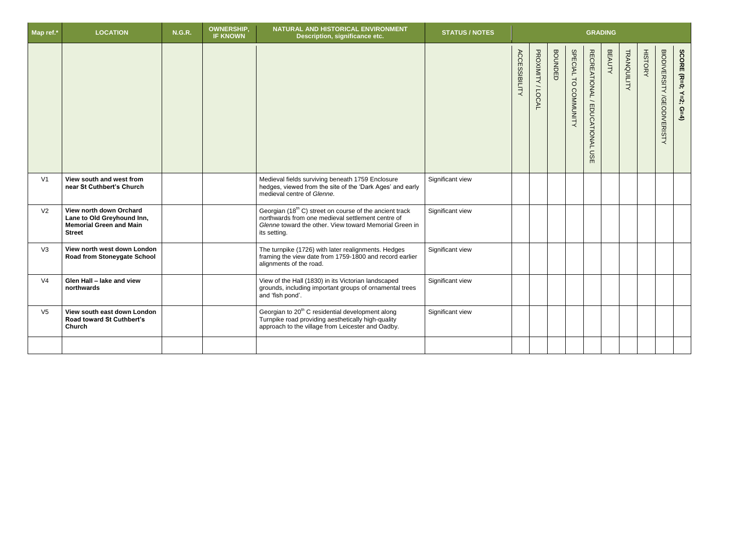| Map ref.* | LOCATION | N.G.R. | OWNERSHIP, IF KNOWN | NATURAL AND HISTORICAL ENVIRONMENT Description, significance etc. | STATUS / NOTES | GRADING | | | | | | | | | |
|---|---|---|---|---|---|---|---|---|---|---|---|---|---|---|---|
| | | | | | | ACCESSIBILITY | PROXIMITY / LOCAL | BOUNDED | SPECIAL TO COMMUNITY | RECREATIONAL / EDUCATIONAL USE | BEAUTY | TRANQUILITY | HISTORY | BIODIVERSITY /GEODIVERISTY | SCORE (R=0; Y=2; G=4) |
| V1 | **View south and west from near St Cuthbert's Church** | | | Medieval fields surviving beneath 1759 Enclosure hedges, viewed from the site of the 'Dark Ages' and early medieval centre of *Glenne.* | Significant view | | | | | | | | | | |
| V2 | **View north down Orchard Lane to Old Greyhound Inn, Memorial Green and Main Street** | | | Georgian (18th C) street on course of the ancient track northwards from one medieval settlement centre of *Glenne* toward the other. View toward Memorial Green in its setting. | Significant view | | | | | | | | | | |
| V3 | **View north west down London Road from Stoneygate School** | | | The turnpike (1726) with later realignments. Hedges framing the view date from 1759-1800 and record earlier alignments of the road. | Significant view | | | | | | | | | | |
| V4 | **Glen Hall – lake and view northwards** | | | View of the Hall (1830) in its Victorian landscaped grounds, including important groups of ornamental trees and 'fish pond'. | Significant view | | | | | | | | | | |
| V5 | **View south east down London Road toward St Cuthbert's Church** | | | Georgian to 20th C residential development along Turnpike road providing aesthetically high-quality approach to the village from Leicester and Oadby. | Significant view | | | | | | | | | | |
| | | | | | | | | | | | | | | | |